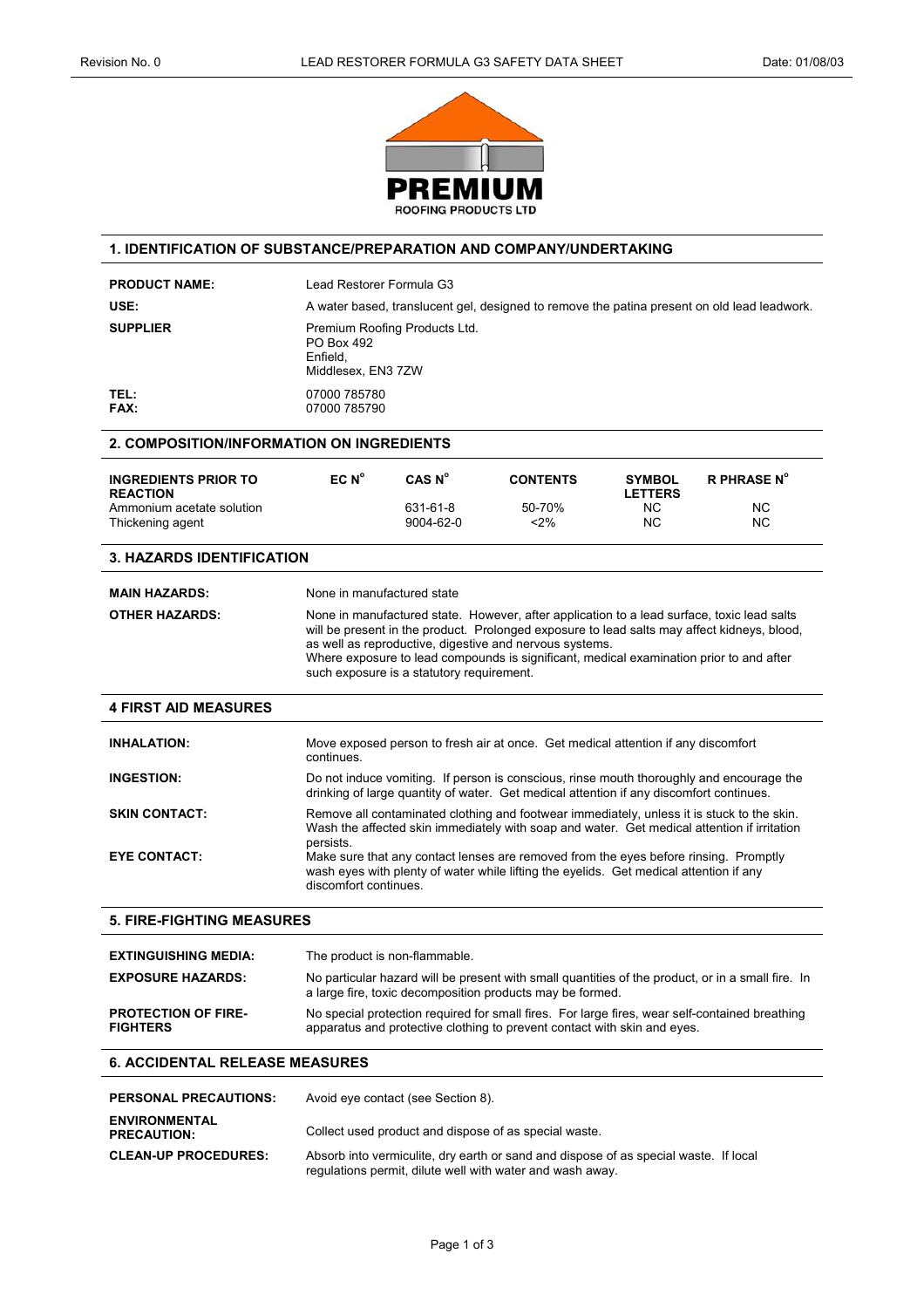PREMIUM
ROOFING PRODUCTS LTD

## 1. IDENTIFICATION OF SUBSTANCE/PREPARATION AND COMPANY/UNDERTAKING

**PRODUCT NAME:** Lead Restorer Formula G3

**USE:** A water based, translucent gel, designed to remove the patina present on old lead leadwork.

**SUPPLIER** Premium Roofing Products Ltd.
PO Box 492
Enfield,
Middlesex, EN3 7ZW

**TEL:** 07000 785780
**FAX:** 07000 785790

## 2. COMPOSITION/INFORMATION ON INGREDIENTS

| INGREDIENTS PRIOR TO REACTION | EC N° | CAS N° | CONTENTS | SYMBOL LETTERS | R PHRASE N° |
|---|---|---|---|---|---|
| Ammonium acetate solution | | 631-61-8 | 50-70% | NC | NC |
| Thickening agent | | 9004-62-0 | <2% | NC | NC |

## 3. HAZARDS IDENTIFICATION

**MAIN HAZARDS:** None in manufactured state

**OTHER HAZARDS:** None in manufactured state. However, after application to a lead surface, toxic lead salts will be present in the product. Prolonged exposure to lead salts may affect kidneys, blood, as well as reproductive, digestive and nervous systems.
Where exposure to lead compounds is significant, medical examination prior to and after such exposure is a statutory requirement.

## 4 FIRST AID MEASURES

**INHALATION:** Move exposed person to fresh air at once. Get medical attention if any discomfort continues.

**INGESTION:** Do not induce vomiting. If person is conscious, rinse mouth thoroughly and encourage the drinking of large quantity of water. Get medical attention if any discomfort continues.

**SKIN CONTACT:** Remove all contaminated clothing and footwear immediately, unless it is stuck to the skin. Wash the affected skin immediately with soap and water. Get medical attention if irritation persists.

**EYE CONTACT:** Make sure that any contact lenses are removed from the eyes before rinsing. Promptly wash eyes with plenty of water while lifting the eyelids. Get medical attention if any discomfort continues.

## 5. FIRE-FIGHTING MEASURES

**EXTINGUISHING MEDIA:** The product is non-flammable.

**EXPOSURE HAZARDS:** No particular hazard will be present with small quantities of the product, or in a small fire. In a large fire, toxic decomposition products may be formed.

**PROTECTION OF FIRE-FIGHTERS** No special protection required for small fires. For large fires, wear self-contained breathing apparatus and protective clothing to prevent contact with skin and eyes.

## 6. ACCIDENTAL RELEASE MEASURES

**PERSONAL PRECAUTIONS:** Avoid eye contact (see Section 8).

**ENVIRONMENTAL PRECAUTION:** Collect used product and dispose of as special waste.

**CLEAN-UP PROCEDURES:** Absorb into vermiculite, dry earth or sand and dispose of as special waste. If local regulations permit, dilute well with water and wash away.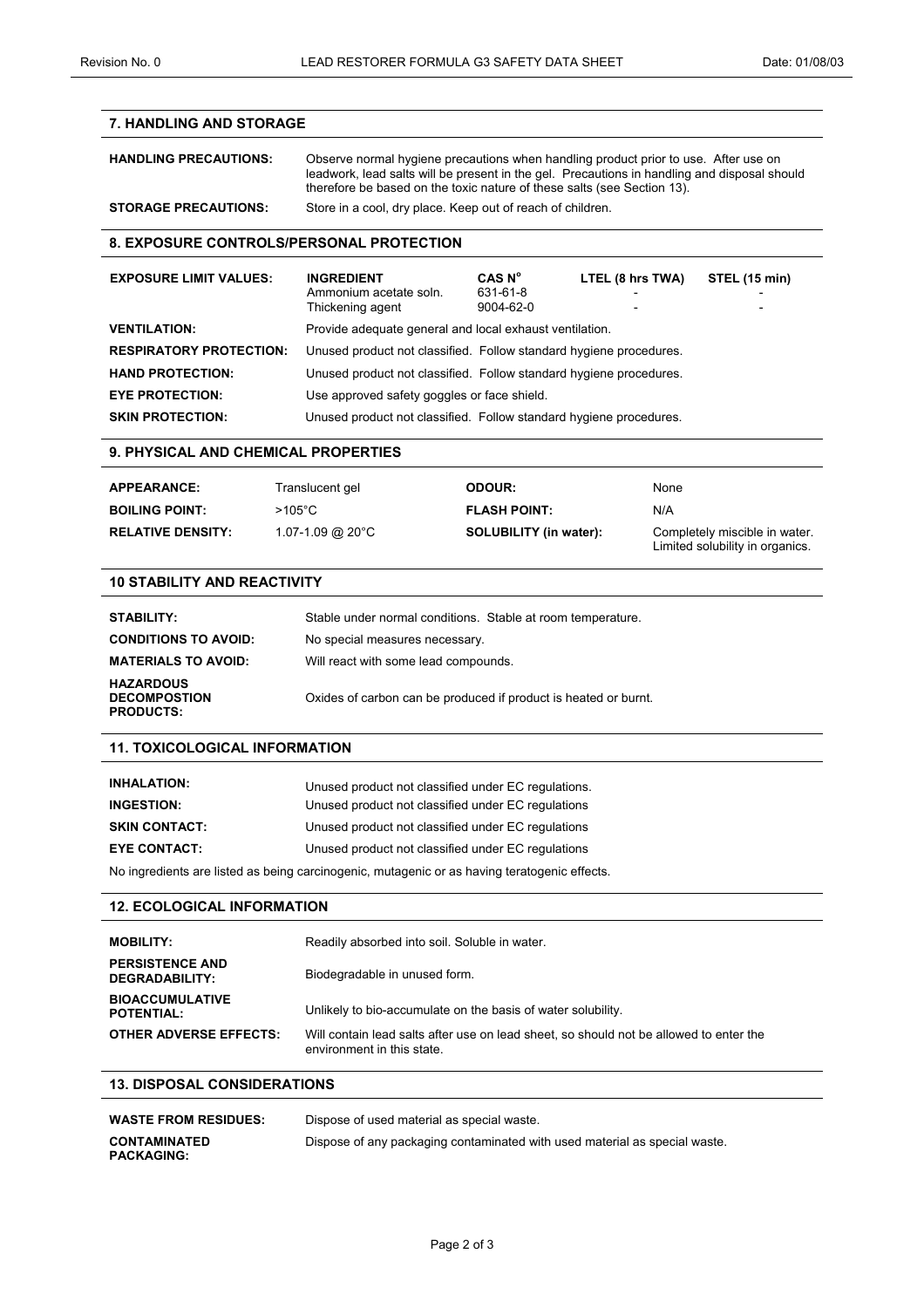## 7. HANDLING AND STORAGE

**HANDLING PRECAUTIONS:** Observe normal hygiene precautions when handling product prior to use. After use on leadwork, lead salts will be present in the gel. Precautions in handling and disposal should therefore be based on the toxic nature of these salts (see Section 13).

**STORAGE PRECAUTIONS:** Store in a cool, dry place. Keep out of reach of children.

## 8. EXPOSURE CONTROLS/PERSONAL PROTECTION

**EXPOSURE LIMIT VALUES:**

| INGREDIENT | CAS N° | LTEL (8 hrs TWA) | STEL (15 min) |
|---|---|---|---|
| Ammonium acetate soln. | 631-61-8 | - | - |
| Thickening agent | 9004-62-0 | - | - |

**VENTILATION:** Provide adequate general and local exhaust ventilation.

**RESPIRATORY PROTECTION:** Unused product not classified. Follow standard hygiene procedures.

**HAND PROTECTION:** Unused product not classified. Follow standard hygiene procedures.

**EYE PROTECTION:** Use approved safety goggles or face shield.

**SKIN PROTECTION:** Unused product not classified. Follow standard hygiene procedures.

## 9. PHYSICAL AND CHEMICAL PROPERTIES

| | | | |
|---|---|---|---|
| **APPEARANCE:** | Translucent gel | **ODOUR:** | None |
| **BOILING POINT:** | >105°C | **FLASH POINT:** | N/A |
| **RELATIVE DENSITY:** | 1.07-1.09 @ 20°C | **SOLUBILITY (in water):** | Completely miscible in water. Limited solubility in organics. |

## 10 STABILITY AND REACTIVITY

**STABILITY:** Stable under normal conditions. Stable at room temperature.

**CONDITIONS TO AVOID:** No special measures necessary.

**MATERIALS TO AVOID:** Will react with some lead compounds.

**HAZARDOUS DECOMPOSTION PRODUCTS:** Oxides of carbon can be produced if product is heated or burnt.

## 11. TOXICOLOGICAL INFORMATION

**INHALATION:** Unused product not classified under EC regulations.

**INGESTION:** Unused product not classified under EC regulations

**SKIN CONTACT:** Unused product not classified under EC regulations

**EYE CONTACT:** Unused product not classified under EC regulations

No ingredients are listed as being carcinogenic, mutagenic or as having teratogenic effects.

## 12. ECOLOGICAL INFORMATION

**MOBILITY:** Readily absorbed into soil. Soluble in water.

**PERSISTENCE AND DEGRADABILITY:** Biodegradable in unused form.

**BIOACCUMULATIVE POTENTIAL:** Unlikely to bio-accumulate on the basis of water solubility.

**OTHER ADVERSE EFFECTS:** Will contain lead salts after use on lead sheet, so should not be allowed to enter the environment in this state.

## 13. DISPOSAL CONSIDERATIONS

**WASTE FROM RESIDUES:** Dispose of used material as special waste.

**CONTAMINATED PACKAGING:** Dispose of any packaging contaminated with used material as special waste.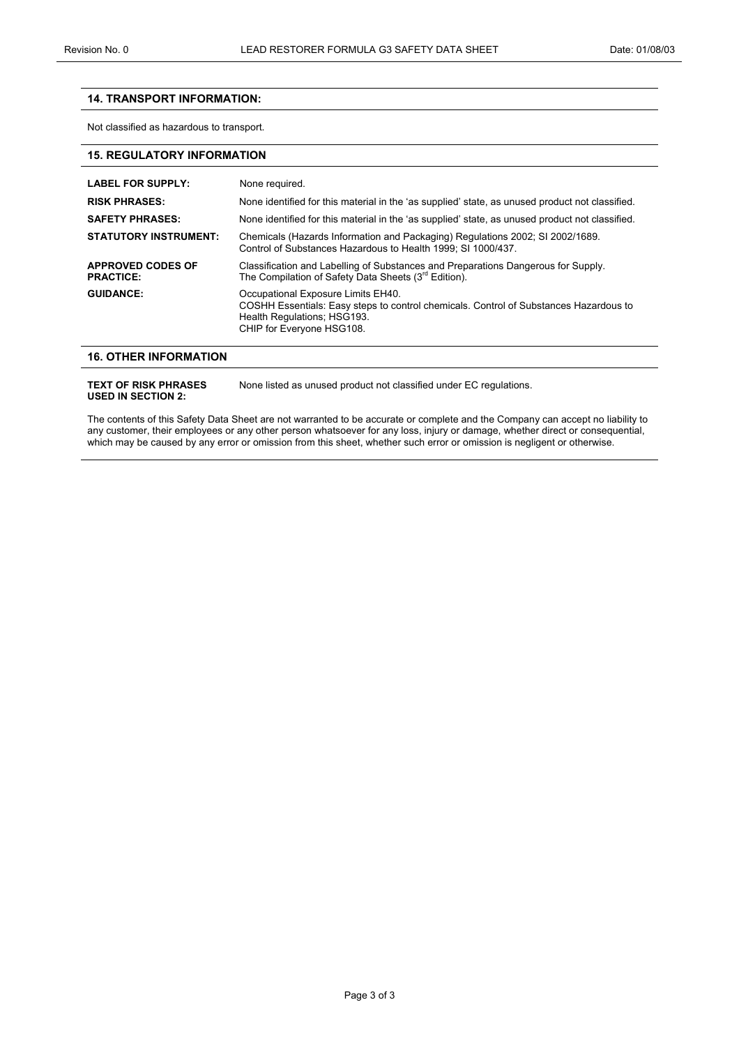## 14. TRANSPORT INFORMATION:

Not classified as hazardous to transport.

## 15. REGULATORY INFORMATION

| | |
|---|---|
| **LABEL FOR SUPPLY:** | None required. |
| **RISK PHRASES:** | None identified for this material in the 'as supplied' state, as unused product not classified. |
| **SAFETY PHRASES:** | None identified for this material in the 'as supplied' state, as unused product not classified. |
| **STATUTORY INSTRUMENT:** | Chemicals (Hazards Information and Packaging) Regulations 2002; SI 2002/1689. Control of Substances Hazardous to Health 1999; SI 1000/437. |
| **APPROVED CODES OF PRACTICE:** | Classification and Labelling of Substances and Preparations Dangerous for Supply. The Compilation of Safety Data Sheets (3rd Edition). |
| **GUIDANCE:** | Occupational Exposure Limits EH40. COSHH Essentials: Easy steps to control chemicals. Control of Substances Hazardous to Health Regulations; HSG193. CHIP for Everyone HSG108. |

## 16. OTHER INFORMATION

| | |
|---|---|
| **TEXT OF RISK PHRASES USED IN SECTION 2:** | None listed as unused product not classified under EC regulations. |

The contents of this Safety Data Sheet are not warranted to be accurate or complete and the Company can accept no liability to any customer, their employees or any other person whatsoever for any loss, injury or damage, whether direct or consequential, which may be caused by any error or omission from this sheet, whether such error or omission is negligent or otherwise.